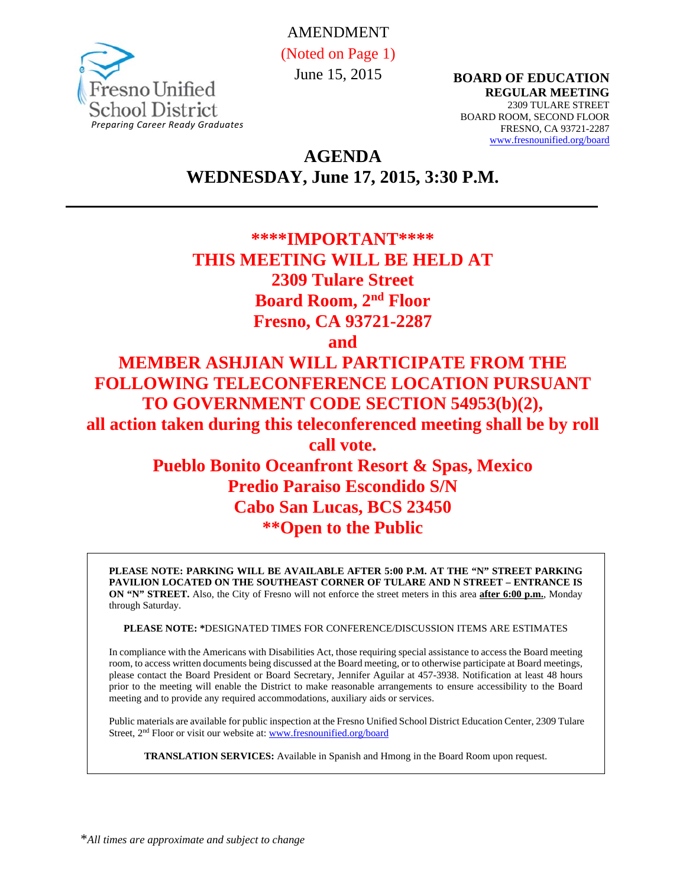Fresno Unified School District
*Preparing Career Ready Graduates*

AMENDMENT
(Noted on Page 1)
June 15, 2015

**BOARD OF EDUCATION**
**REGULAR MEETING**
2309 TULARE STREET
BOARD ROOM, SECOND FLOOR
FRESNO, CA 93721-2287
www.fresnounified.org/board

# AGENDA
# WEDNESDAY, June 17, 2015, 3:30 P.M.

---

**\*\*\*\*IMPORTANT\*\*\*\***
**THIS MEETING WILL BE HELD AT**
**2309 Tulare Street**
**Board Room, 2nd Floor**
**Fresno, CA 93721-2287**
**and**
**MEMBER ASHJIAN WILL PARTICIPATE FROM THE FOLLOWING TELECONFERENCE LOCATION PURSUANT TO GOVERNMENT CODE SECTION 54953(b)(2),**
**all action taken during this teleconferenced meeting shall be by roll call vote.**
**Pueblo Bonito Oceanfront Resort & Spas, Mexico**
**Predio Paraiso Escondido S/N**
**Cabo San Lucas, BCS 23450**
**\*\*Open to the Public**

**PLEASE NOTE: PARKING WILL BE AVAILABLE AFTER 5:00 P.M. AT THE "N" STREET PARKING PAVILION LOCATED ON THE SOUTHEAST CORNER OF TULARE AND N STREET – ENTRANCE IS ON "N" STREET.** Also, the City of Fresno will not enforce the street meters in this area **after 6:00 p.m.**, Monday through Saturday.

**PLEASE NOTE: \***DESIGNATED TIMES FOR CONFERENCE/DISCUSSION ITEMS ARE ESTIMATES

In compliance with the Americans with Disabilities Act, those requiring special assistance to access the Board meeting room, to access written documents being discussed at the Board meeting, or to otherwise participate at Board meetings, please contact the Board President or Board Secretary, Jennifer Aguilar at 457-3938. Notification at least 48 hours prior to the meeting will enable the District to make reasonable arrangements to ensure accessibility to the Board meeting and to provide any required accommodations, auxiliary aids or services.

Public materials are available for public inspection at the Fresno Unified School District Education Center, 2309 Tulare Street, 2nd Floor or visit our website at: www.fresnounified.org/board

**TRANSLATION SERVICES:** Available in Spanish and Hmong in the Board Room upon request.

\**All times are approximate and subject to change*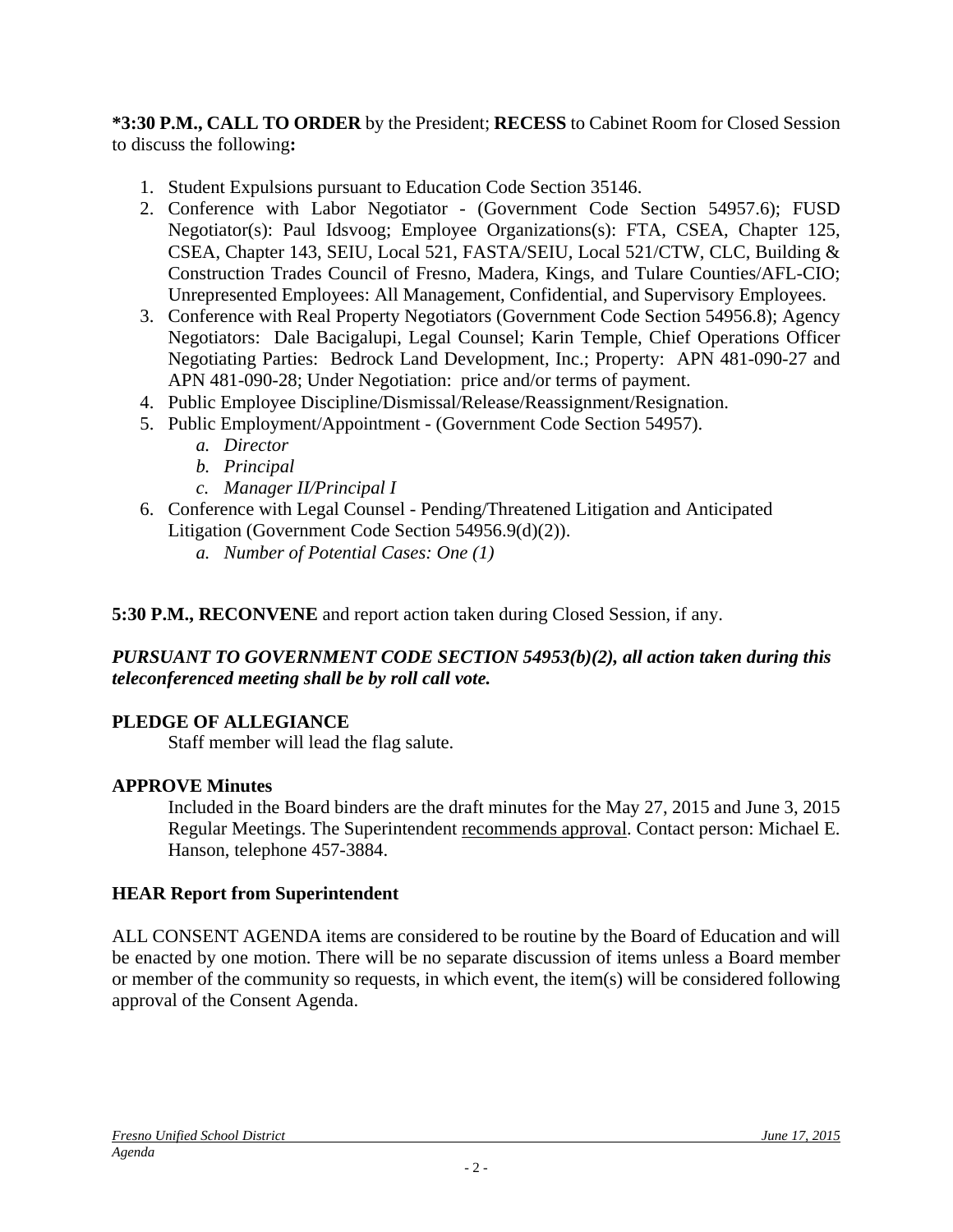**\*3:30 P.M., CALL TO ORDER** by the President; **RECESS** to Cabinet Room for Closed Session to discuss the following**:**

1. Student Expulsions pursuant to Education Code Section 35146.
2. Conference with Labor Negotiator - (Government Code Section 54957.6); FUSD Negotiator(s): Paul Idsvoog; Employee Organizations(s): FTA, CSEA, Chapter 125, CSEA, Chapter 143, SEIU, Local 521, FASTA/SEIU, Local 521/CTW, CLC, Building & Construction Trades Council of Fresno, Madera, Kings, and Tulare Counties/AFL-CIO; Unrepresented Employees: All Management, Confidential, and Supervisory Employees.
3. Conference with Real Property Negotiators (Government Code Section 54956.8); Agency Negotiators: Dale Bacigalupi, Legal Counsel; Karin Temple, Chief Operations Officer Negotiating Parties: Bedrock Land Development, Inc.; Property: APN 481-090-27 and APN 481-090-28; Under Negotiation: price and/or terms of payment.
4. Public Employee Discipline/Dismissal/Release/Reassignment/Resignation.
5. Public Employment/Appointment - (Government Code Section 54957).
   a. *Director*
   b. *Principal*
   c. *Manager II/Principal I*
6. Conference with Legal Counsel - Pending/Threatened Litigation and Anticipated Litigation (Government Code Section 54956.9(d)(2)).
   a. *Number of Potential Cases: One (1)*

**5:30 P.M., RECONVENE** and report action taken during Closed Session, if any.

***PURSUANT TO GOVERNMENT CODE SECTION 54953(b)(2), all action taken during this teleconferenced meeting shall be by roll call vote.***

**PLEDGE OF ALLEGIANCE**

Staff member will lead the flag salute.

**APPROVE Minutes**

Included in the Board binders are the draft minutes for the May 27, 2015 and June 3, 2015 Regular Meetings. The Superintendent recommends approval. Contact person: Michael E. Hanson, telephone 457-3884.

**HEAR Report from Superintendent**

ALL CONSENT AGENDA items are considered to be routine by the Board of Education and will be enacted by one motion. There will be no separate discussion of items unless a Board member or member of the community so requests, in which event, the item(s) will be considered following approval of the Consent Agenda.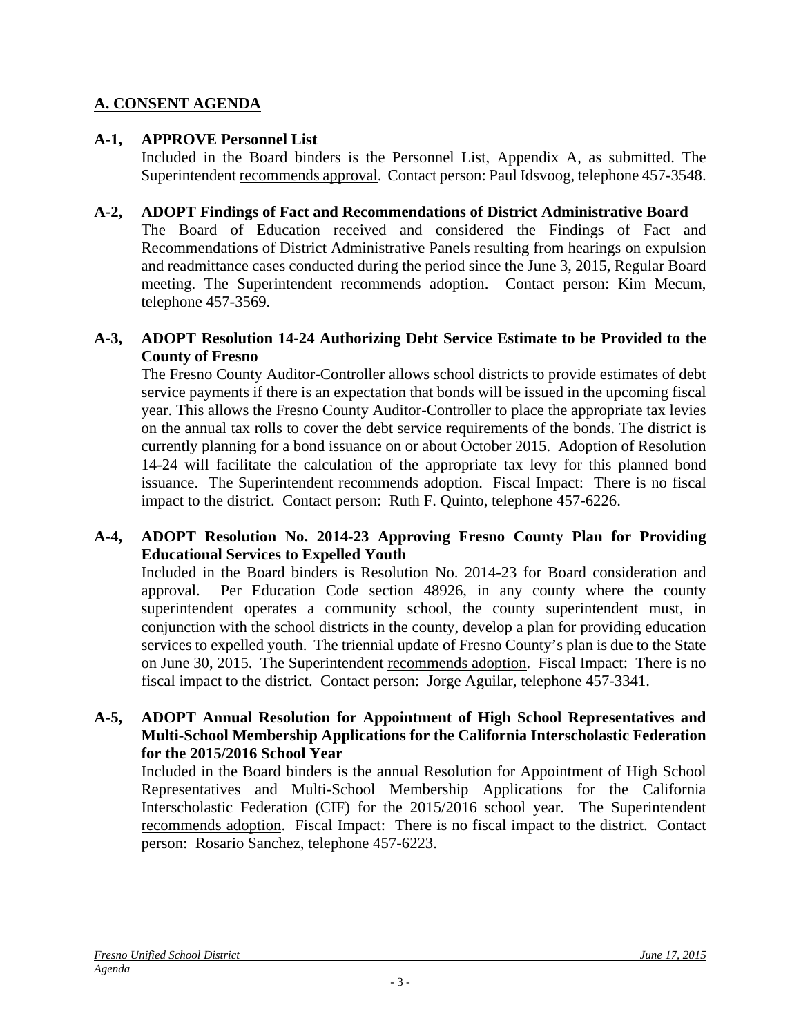## A. CONSENT AGENDA

**A-1, APPROVE Personnel List**

Included in the Board binders is the Personnel List, Appendix A, as submitted. The Superintendent recommends approval. Contact person: Paul Idsvoog, telephone 457-3548.

**A-2, ADOPT Findings of Fact and Recommendations of District Administrative Board**

The Board of Education received and considered the Findings of Fact and Recommendations of District Administrative Panels resulting from hearings on expulsion and readmittance cases conducted during the period since the June 3, 2015, Regular Board meeting. The Superintendent recommends adoption. Contact person: Kim Mecum, telephone 457-3569.

**A-3, ADOPT Resolution 14-24 Authorizing Debt Service Estimate to be Provided to the County of Fresno**

The Fresno County Auditor-Controller allows school districts to provide estimates of debt service payments if there is an expectation that bonds will be issued in the upcoming fiscal year. This allows the Fresno County Auditor-Controller to place the appropriate tax levies on the annual tax rolls to cover the debt service requirements of the bonds. The district is currently planning for a bond issuance on or about October 2015. Adoption of Resolution 14-24 will facilitate the calculation of the appropriate tax levy for this planned bond issuance. The Superintendent recommends adoption. Fiscal Impact: There is no fiscal impact to the district. Contact person: Ruth F. Quinto, telephone 457-6226.

**A-4, ADOPT Resolution No. 2014-23 Approving Fresno County Plan for Providing Educational Services to Expelled Youth**

Included in the Board binders is Resolution No. 2014-23 for Board consideration and approval. Per Education Code section 48926, in any county where the county superintendent operates a community school, the county superintendent must, in conjunction with the school districts in the county, develop a plan for providing education services to expelled youth. The triennial update of Fresno County's plan is due to the State on June 30, 2015. The Superintendent recommends adoption. Fiscal Impact: There is no fiscal impact to the district. Contact person: Jorge Aguilar, telephone 457-3341.

**A-5, ADOPT Annual Resolution for Appointment of High School Representatives and Multi-School Membership Applications for the California Interscholastic Federation for the 2015/2016 School Year**

Included in the Board binders is the annual Resolution for Appointment of High School Representatives and Multi-School Membership Applications for the California Interscholastic Federation (CIF) for the 2015/2016 school year. The Superintendent recommends adoption. Fiscal Impact: There is no fiscal impact to the district. Contact person: Rosario Sanchez, telephone 457-6223.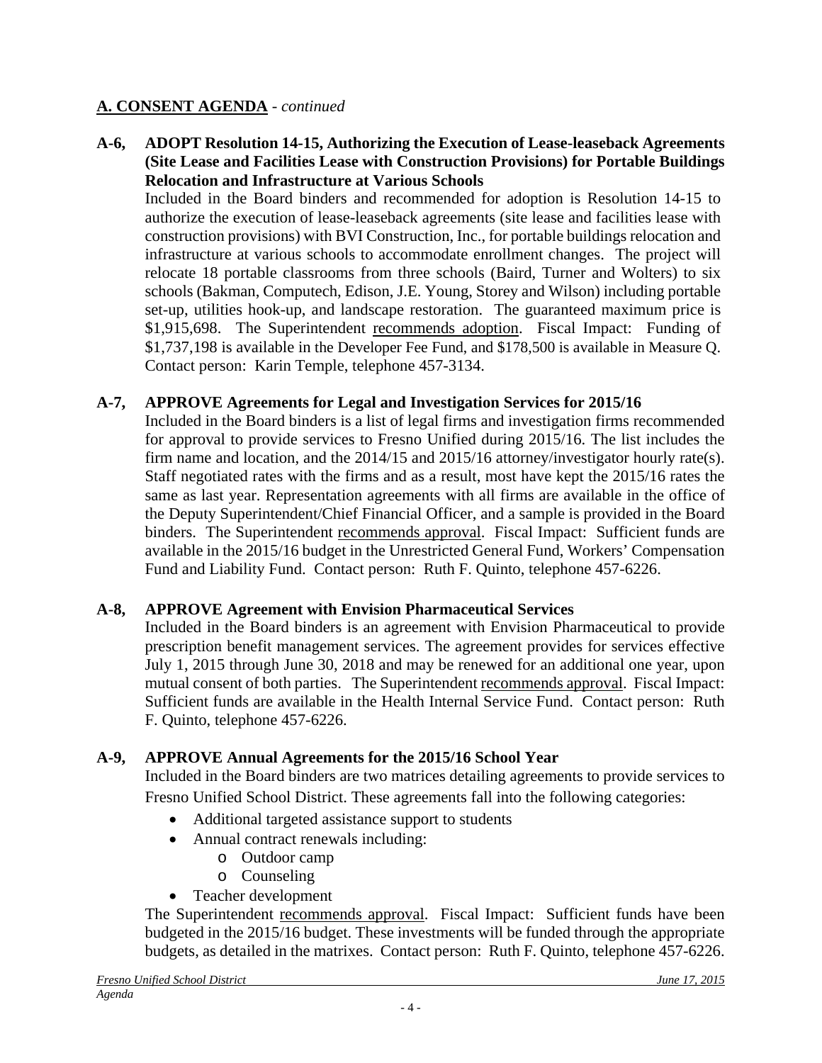## A. CONSENT AGENDA - *continued*

**A-6, ADOPT Resolution 14-15, Authorizing the Execution of Lease-leaseback Agreements (Site Lease and Facilities Lease with Construction Provisions) for Portable Buildings Relocation and Infrastructure at Various Schools**

Included in the Board binders and recommended for adoption is Resolution 14-15 to authorize the execution of lease-leaseback agreements (site lease and facilities lease with construction provisions) with BVI Construction, Inc., for portable buildings relocation and infrastructure at various schools to accommodate enrollment changes. The project will relocate 18 portable classrooms from three schools (Baird, Turner and Wolters) to six schools (Bakman, Computech, Edison, J.E. Young, Storey and Wilson) including portable set-up, utilities hook-up, and landscape restoration. The guaranteed maximum price is $1,915,698. The Superintendent recommends adoption. Fiscal Impact: Funding of $1,737,198 is available in the Developer Fee Fund, and $178,500 is available in Measure Q. Contact person: Karin Temple, telephone 457-3134.

**A-7, APPROVE Agreements for Legal and Investigation Services for 2015/16**

Included in the Board binders is a list of legal firms and investigation firms recommended for approval to provide services to Fresno Unified during 2015/16. The list includes the firm name and location, and the 2014/15 and 2015/16 attorney/investigator hourly rate(s). Staff negotiated rates with the firms and as a result, most have kept the 2015/16 rates the same as last year. Representation agreements with all firms are available in the office of the Deputy Superintendent/Chief Financial Officer, and a sample is provided in the Board binders. The Superintendent recommends approval. Fiscal Impact: Sufficient funds are available in the 2015/16 budget in the Unrestricted General Fund, Workers' Compensation Fund and Liability Fund. Contact person: Ruth F. Quinto, telephone 457-6226.

**A-8, APPROVE Agreement with Envision Pharmaceutical Services**

Included in the Board binders is an agreement with Envision Pharmaceutical to provide prescription benefit management services. The agreement provides for services effective July 1, 2015 through June 30, 2018 and may be renewed for an additional one year, upon mutual consent of both parties. The Superintendent recommends approval. Fiscal Impact: Sufficient funds are available in the Health Internal Service Fund. Contact person: Ruth F. Quinto, telephone 457-6226.

**A-9, APPROVE Annual Agreements for the 2015/16 School Year**

Included in the Board binders are two matrices detailing agreements to provide services to Fresno Unified School District. These agreements fall into the following categories:

- Additional targeted assistance support to students
- Annual contract renewals including:
  - Outdoor camp
  - Counseling
- Teacher development

The Superintendent recommends approval. Fiscal Impact: Sufficient funds have been budgeted in the 2015/16 budget. These investments will be funded through the appropriate budgets, as detailed in the matrixes. Contact person: Ruth F. Quinto, telephone 457-6226.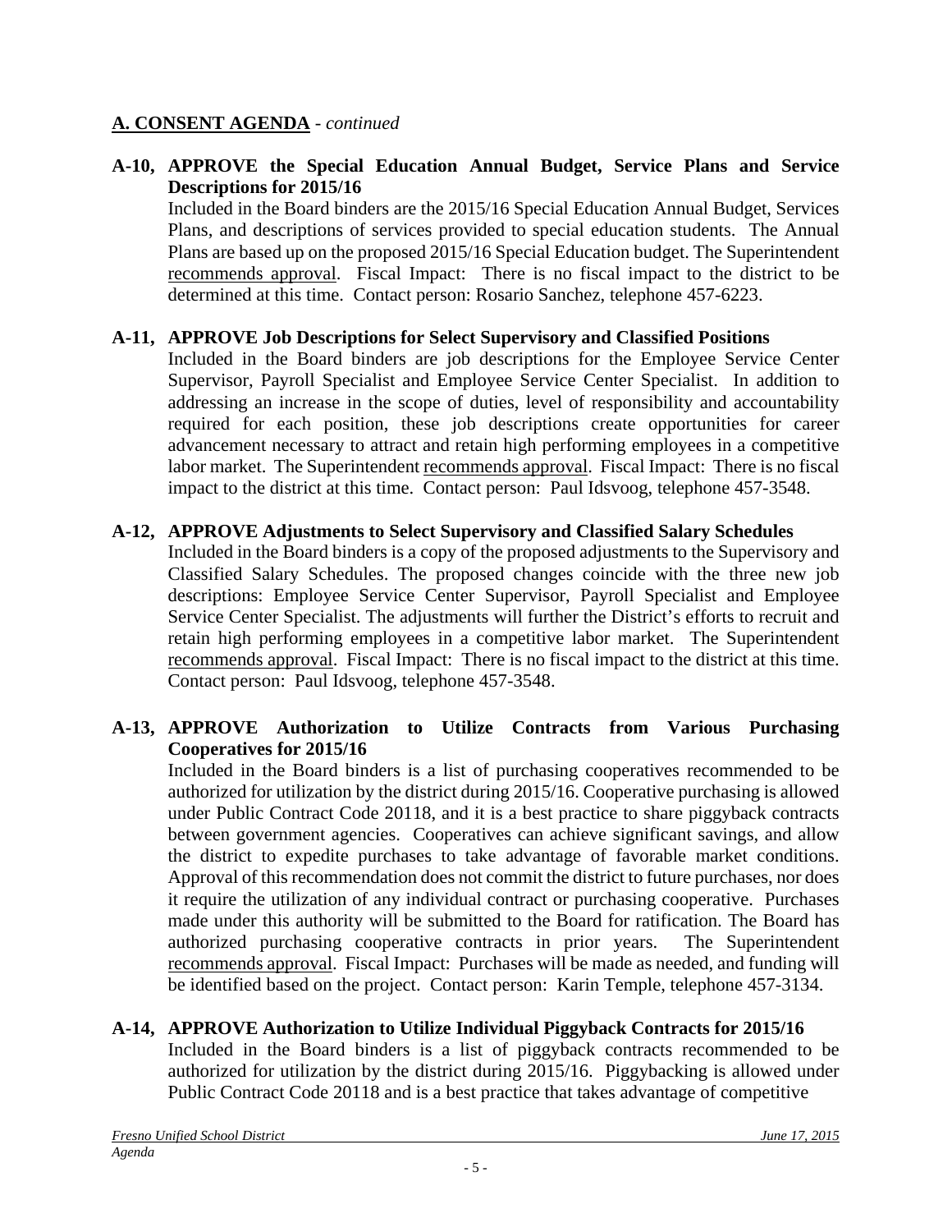## A. CONSENT AGENDA - *continued*

**A-10, APPROVE the Special Education Annual Budget, Service Plans and Service Descriptions for 2015/16**

Included in the Board binders are the 2015/16 Special Education Annual Budget, Services Plans, and descriptions of services provided to special education students. The Annual Plans are based up on the proposed 2015/16 Special Education budget. The Superintendent recommends approval. Fiscal Impact: There is no fiscal impact to the district to be determined at this time. Contact person: Rosario Sanchez, telephone 457-6223.

**A-11, APPROVE Job Descriptions for Select Supervisory and Classified Positions**

Included in the Board binders are job descriptions for the Employee Service Center Supervisor, Payroll Specialist and Employee Service Center Specialist. In addition to addressing an increase in the scope of duties, level of responsibility and accountability required for each position, these job descriptions create opportunities for career advancement necessary to attract and retain high performing employees in a competitive labor market. The Superintendent recommends approval. Fiscal Impact: There is no fiscal impact to the district at this time. Contact person: Paul Idsvoog, telephone 457-3548.

**A-12, APPROVE Adjustments to Select Supervisory and Classified Salary Schedules**

Included in the Board binders is a copy of the proposed adjustments to the Supervisory and Classified Salary Schedules. The proposed changes coincide with the three new job descriptions: Employee Service Center Supervisor, Payroll Specialist and Employee Service Center Specialist. The adjustments will further the District's efforts to recruit and retain high performing employees in a competitive labor market. The Superintendent recommends approval. Fiscal Impact: There is no fiscal impact to the district at this time. Contact person: Paul Idsvoog, telephone 457-3548.

**A-13, APPROVE Authorization to Utilize Contracts from Various Purchasing Cooperatives for 2015/16**

Included in the Board binders is a list of purchasing cooperatives recommended to be authorized for utilization by the district during 2015/16. Cooperative purchasing is allowed under Public Contract Code 20118, and it is a best practice to share piggyback contracts between government agencies. Cooperatives can achieve significant savings, and allow the district to expedite purchases to take advantage of favorable market conditions. Approval of this recommendation does not commit the district to future purchases, nor does it require the utilization of any individual contract or purchasing cooperative. Purchases made under this authority will be submitted to the Board for ratification. The Board has authorized purchasing cooperative contracts in prior years. The Superintendent recommends approval. Fiscal Impact: Purchases will be made as needed, and funding will be identified based on the project. Contact person: Karin Temple, telephone 457-3134.

**A-14, APPROVE Authorization to Utilize Individual Piggyback Contracts for 2015/16**

Included in the Board binders is a list of piggyback contracts recommended to be authorized for utilization by the district during 2015/16. Piggybacking is allowed under Public Contract Code 20118 and is a best practice that takes advantage of competitive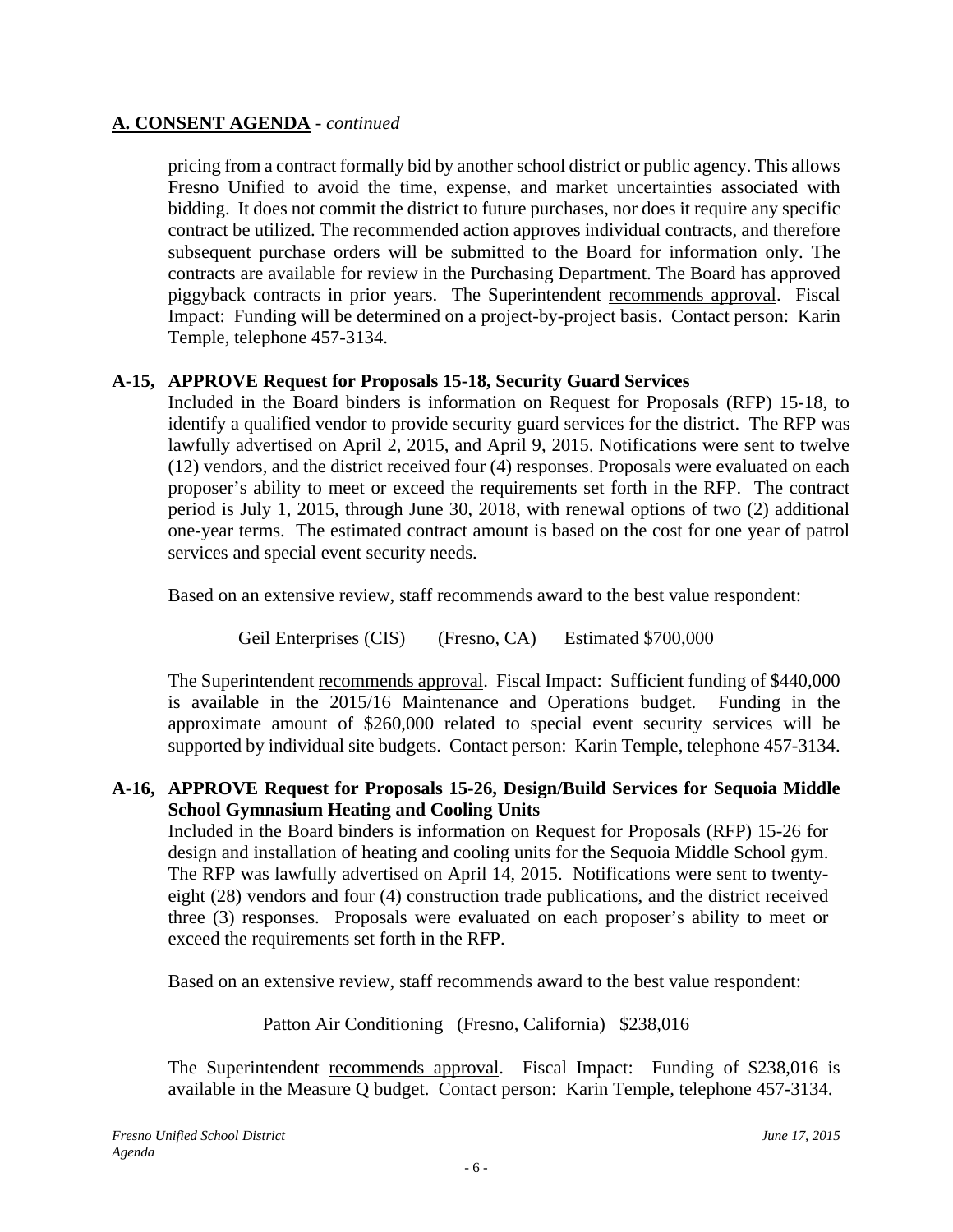## A. CONSENT AGENDA - *continued*

pricing from a contract formally bid by another school district or public agency. This allows Fresno Unified to avoid the time, expense, and market uncertainties associated with bidding. It does not commit the district to future purchases, nor does it require any specific contract be utilized. The recommended action approves individual contracts, and therefore subsequent purchase orders will be submitted to the Board for information only. The contracts are available for review in the Purchasing Department. The Board has approved piggyback contracts in prior years. The Superintendent recommends approval. Fiscal Impact: Funding will be determined on a project-by-project basis. Contact person: Karin Temple, telephone 457-3134.

**A-15, APPROVE Request for Proposals 15-18, Security Guard Services**

Included in the Board binders is information on Request for Proposals (RFP) 15-18, to identify a qualified vendor to provide security guard services for the district. The RFP was lawfully advertised on April 2, 2015, and April 9, 2015. Notifications were sent to twelve (12) vendors, and the district received four (4) responses. Proposals were evaluated on each proposer's ability to meet or exceed the requirements set forth in the RFP. The contract period is July 1, 2015, through June 30, 2018, with renewal options of two (2) additional one-year terms. The estimated contract amount is based on the cost for one year of patrol services and special event security needs.

Based on an extensive review, staff recommends award to the best value respondent:

Geil Enterprises (CIS) (Fresno, CA) Estimated $700,000

The Superintendent recommends approval. Fiscal Impact: Sufficient funding of $440,000 is available in the 2015/16 Maintenance and Operations budget. Funding in the approximate amount of $260,000 related to special event security services will be supported by individual site budgets. Contact person: Karin Temple, telephone 457-3134.

**A-16, APPROVE Request for Proposals 15-26, Design/Build Services for Sequoia Middle School Gymnasium Heating and Cooling Units**

Included in the Board binders is information on Request for Proposals (RFP) 15-26 for design and installation of heating and cooling units for the Sequoia Middle School gym. The RFP was lawfully advertised on April 14, 2015. Notifications were sent to twenty-eight (28) vendors and four (4) construction trade publications, and the district received three (3) responses. Proposals were evaluated on each proposer's ability to meet or exceed the requirements set forth in the RFP.

Based on an extensive review, staff recommends award to the best value respondent:

Patton Air Conditioning (Fresno, California) $238,016

The Superintendent recommends approval. Fiscal Impact: Funding of $238,016 is available in the Measure Q budget. Contact person: Karin Temple, telephone 457-3134.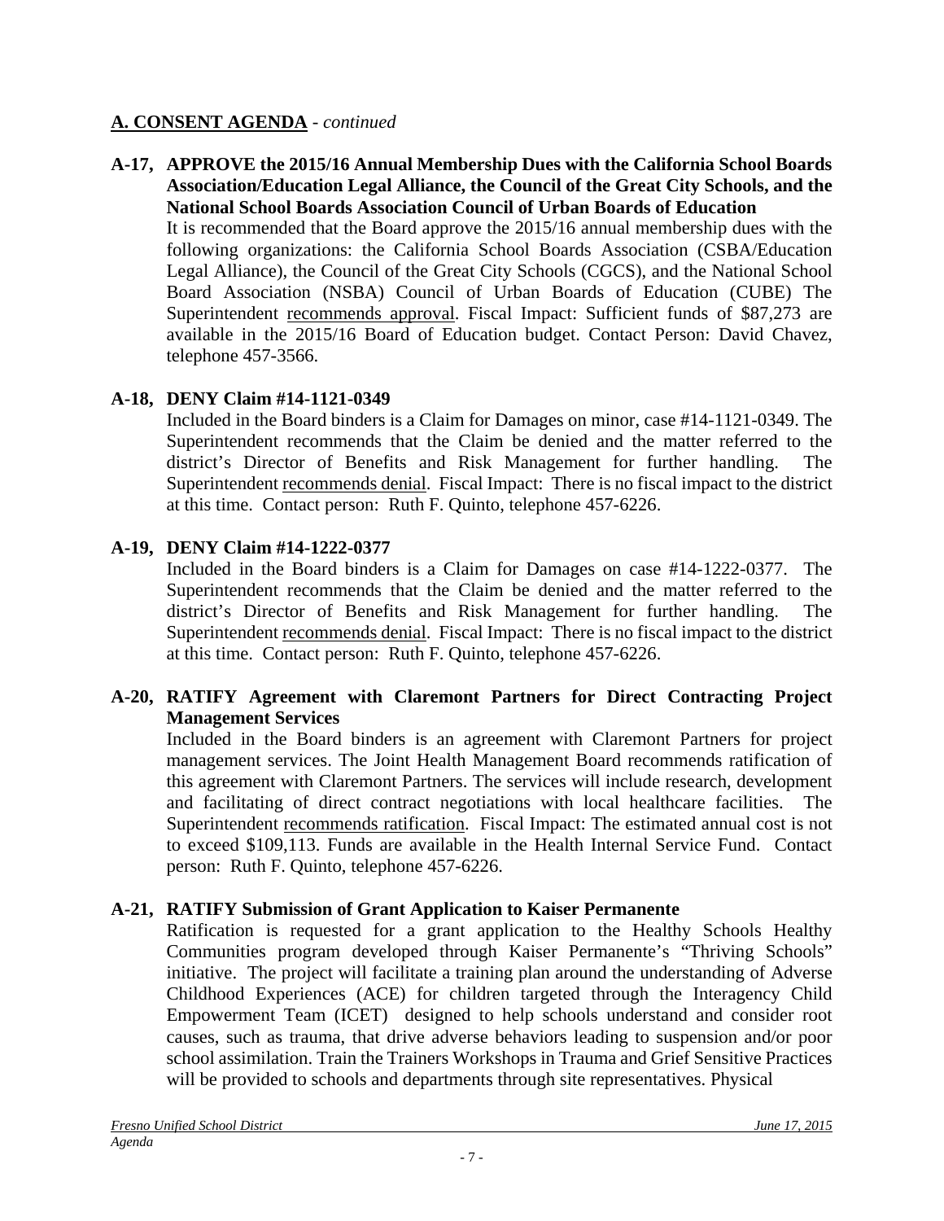## A. CONSENT AGENDA - *continued*

**A-17, APPROVE the 2015/16 Annual Membership Dues with the California School Boards Association/Education Legal Alliance, the Council of the Great City Schools, and the National School Boards Association Council of Urban Boards of Education**

It is recommended that the Board approve the 2015/16 annual membership dues with the following organizations: the California School Boards Association (CSBA/Education Legal Alliance), the Council of the Great City Schools (CGCS), and the National School Board Association (NSBA) Council of Urban Boards of Education (CUBE) The Superintendent recommends approval. Fiscal Impact: Sufficient funds of $87,273 are available in the 2015/16 Board of Education budget. Contact Person: David Chavez, telephone 457-3566.

**A-18, DENY Claim #14-1121-0349**

Included in the Board binders is a Claim for Damages on minor, case #14-1121-0349. The Superintendent recommends that the Claim be denied and the matter referred to the district's Director of Benefits and Risk Management for further handling. The Superintendent recommends denial. Fiscal Impact: There is no fiscal impact to the district at this time. Contact person: Ruth F. Quinto, telephone 457-6226.

**A-19, DENY Claim #14-1222-0377**

Included in the Board binders is a Claim for Damages on case #14-1222-0377. The Superintendent recommends that the Claim be denied and the matter referred to the district's Director of Benefits and Risk Management for further handling. The Superintendent recommends denial. Fiscal Impact: There is no fiscal impact to the district at this time. Contact person: Ruth F. Quinto, telephone 457-6226.

**A-20, RATIFY Agreement with Claremont Partners for Direct Contracting Project Management Services**

Included in the Board binders is an agreement with Claremont Partners for project management services. The Joint Health Management Board recommends ratification of this agreement with Claremont Partners. The services will include research, development and facilitating of direct contract negotiations with local healthcare facilities. The Superintendent recommends ratification. Fiscal Impact: The estimated annual cost is not to exceed $109,113. Funds are available in the Health Internal Service Fund. Contact person: Ruth F. Quinto, telephone 457-6226.

**A-21, RATIFY Submission of Grant Application to Kaiser Permanente**

Ratification is requested for a grant application to the Healthy Schools Healthy Communities program developed through Kaiser Permanente's "Thriving Schools" initiative. The project will facilitate a training plan around the understanding of Adverse Childhood Experiences (ACE) for children targeted through the Interagency Child Empowerment Team (ICET) designed to help schools understand and consider root causes, such as trauma, that drive adverse behaviors leading to suspension and/or poor school assimilation. Train the Trainers Workshops in Trauma and Grief Sensitive Practices will be provided to schools and departments through site representatives. Physical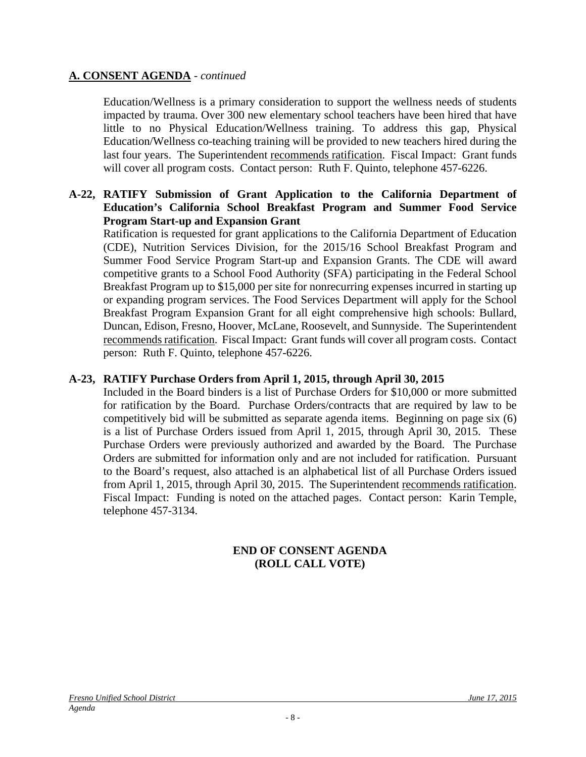## A. CONSENT AGENDA - *continued*

Education/Wellness is a primary consideration to support the wellness needs of students impacted by trauma. Over 300 new elementary school teachers have been hired that have little to no Physical Education/Wellness training. To address this gap, Physical Education/Wellness co-teaching training will be provided to new teachers hired during the last four years. The Superintendent recommends ratification. Fiscal Impact: Grant funds will cover all program costs. Contact person: Ruth F. Quinto, telephone 457-6226.

**A-22, RATIFY Submission of Grant Application to the California Department of Education's California School Breakfast Program and Summer Food Service Program Start-up and Expansion Grant**

Ratification is requested for grant applications to the California Department of Education (CDE), Nutrition Services Division, for the 2015/16 School Breakfast Program and Summer Food Service Program Start-up and Expansion Grants. The CDE will award competitive grants to a School Food Authority (SFA) participating in the Federal School Breakfast Program up to $15,000 per site for nonrecurring expenses incurred in starting up or expanding program services. The Food Services Department will apply for the School Breakfast Program Expansion Grant for all eight comprehensive high schools: Bullard, Duncan, Edison, Fresno, Hoover, McLane, Roosevelt, and Sunnyside. The Superintendent recommends ratification. Fiscal Impact: Grant funds will cover all program costs. Contact person: Ruth F. Quinto, telephone 457-6226.

**A-23, RATIFY Purchase Orders from April 1, 2015, through April 30, 2015**

Included in the Board binders is a list of Purchase Orders for $10,000 or more submitted for ratification by the Board. Purchase Orders/contracts that are required by law to be competitively bid will be submitted as separate agenda items. Beginning on page six (6) is a list of Purchase Orders issued from April 1, 2015, through April 30, 2015. These Purchase Orders were previously authorized and awarded by the Board. The Purchase Orders are submitted for information only and are not included for ratification. Pursuant to the Board's request, also attached is an alphabetical list of all Purchase Orders issued from April 1, 2015, through April 30, 2015. The Superintendent recommends ratification. Fiscal Impact: Funding is noted on the attached pages. Contact person: Karin Temple, telephone 457-3134.

**END OF CONSENT AGENDA**
**(ROLL CALL VOTE)**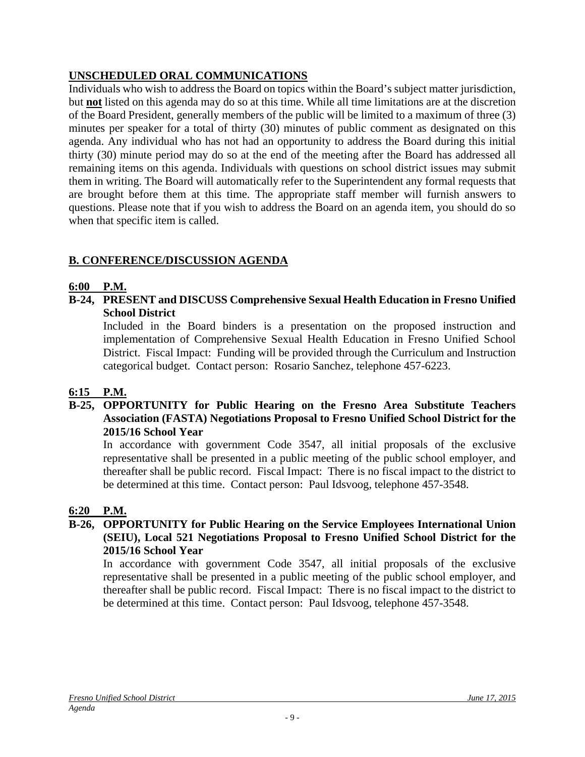## UNSCHEDULED ORAL COMMUNICATIONS

Individuals who wish to address the Board on topics within the Board's subject matter jurisdiction, but **not** listed on this agenda may do so at this time. While all time limitations are at the discretion of the Board President, generally members of the public will be limited to a maximum of three (3) minutes per speaker for a total of thirty (30) minutes of public comment as designated on this agenda. Any individual who has not had an opportunity to address the Board during this initial thirty (30) minute period may do so at the end of the meeting after the Board has addressed all remaining items on this agenda. Individuals with questions on school district issues may submit them in writing. The Board will automatically refer to the Superintendent any formal requests that are brought before them at this time. The appropriate staff member will furnish answers to questions. Please note that if you wish to address the Board on an agenda item, you should do so when that specific item is called.

## B. CONFERENCE/DISCUSSION AGENDA

**6:00 P.M.**

**B-24, PRESENT and DISCUSS Comprehensive Sexual Health Education in Fresno Unified School District**

Included in the Board binders is a presentation on the proposed instruction and implementation of Comprehensive Sexual Health Education in Fresno Unified School District. Fiscal Impact: Funding will be provided through the Curriculum and Instruction categorical budget. Contact person: Rosario Sanchez, telephone 457-6223.

**6:15 P.M.**

**B-25, OPPORTUNITY for Public Hearing on the Fresno Area Substitute Teachers Association (FASTA) Negotiations Proposal to Fresno Unified School District for the 2015/16 School Year**

In accordance with government Code 3547, all initial proposals of the exclusive representative shall be presented in a public meeting of the public school employer, and thereafter shall be public record. Fiscal Impact: There is no fiscal impact to the district to be determined at this time. Contact person: Paul Idsvoog, telephone 457-3548.

**6:20 P.M.**

**B-26, OPPORTUNITY for Public Hearing on the Service Employees International Union (SEIU), Local 521 Negotiations Proposal to Fresno Unified School District for the 2015/16 School Year**

In accordance with government Code 3547, all initial proposals of the exclusive representative shall be presented in a public meeting of the public school employer, and thereafter shall be public record. Fiscal Impact: There is no fiscal impact to the district to be determined at this time. Contact person: Paul Idsvoog, telephone 457-3548.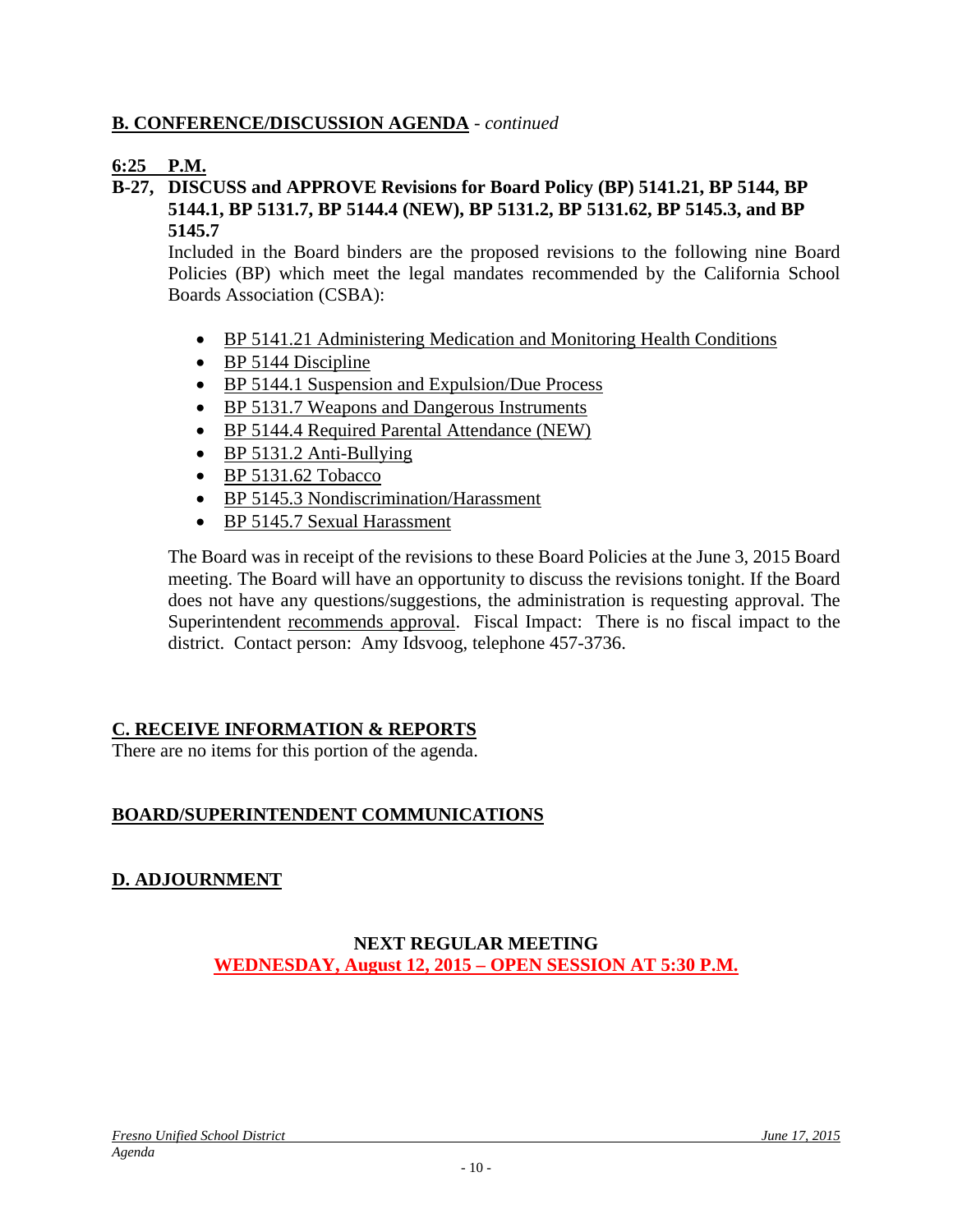## B. CONFERENCE/DISCUSSION AGENDA - *continued*

**6:25 P.M.**

**B-27, DISCUSS and APPROVE Revisions for Board Policy (BP) 5141.21, BP 5144, BP 5144.1, BP 5131.7, BP 5144.4 (NEW), BP 5131.2, BP 5131.62, BP 5145.3, and BP 5145.7**

Included in the Board binders are the proposed revisions to the following nine Board Policies (BP) which meet the legal mandates recommended by the California School Boards Association (CSBA):

- BP 5141.21 Administering Medication and Monitoring Health Conditions
- BP 5144 Discipline
- BP 5144.1 Suspension and Expulsion/Due Process
- BP 5131.7 Weapons and Dangerous Instruments
- BP 5144.4 Required Parental Attendance (NEW)
- BP 5131.2 Anti-Bullying
- BP 5131.62 Tobacco
- BP 5145.3 Nondiscrimination/Harassment
- BP 5145.7 Sexual Harassment

The Board was in receipt of the revisions to these Board Policies at the June 3, 2015 Board meeting. The Board will have an opportunity to discuss the revisions tonight. If the Board does not have any questions/suggestions, the administration is requesting approval. The Superintendent recommends approval. Fiscal Impact: There is no fiscal impact to the district. Contact person: Amy Idsvoog, telephone 457-3736.

## C. RECEIVE INFORMATION & REPORTS

There are no items for this portion of the agenda.

## BOARD/SUPERINTENDENT COMMUNICATIONS

## D. ADJOURNMENT

**NEXT REGULAR MEETING**

**WEDNESDAY, August 12, 2015 – OPEN SESSION AT 5:30 P.M.**